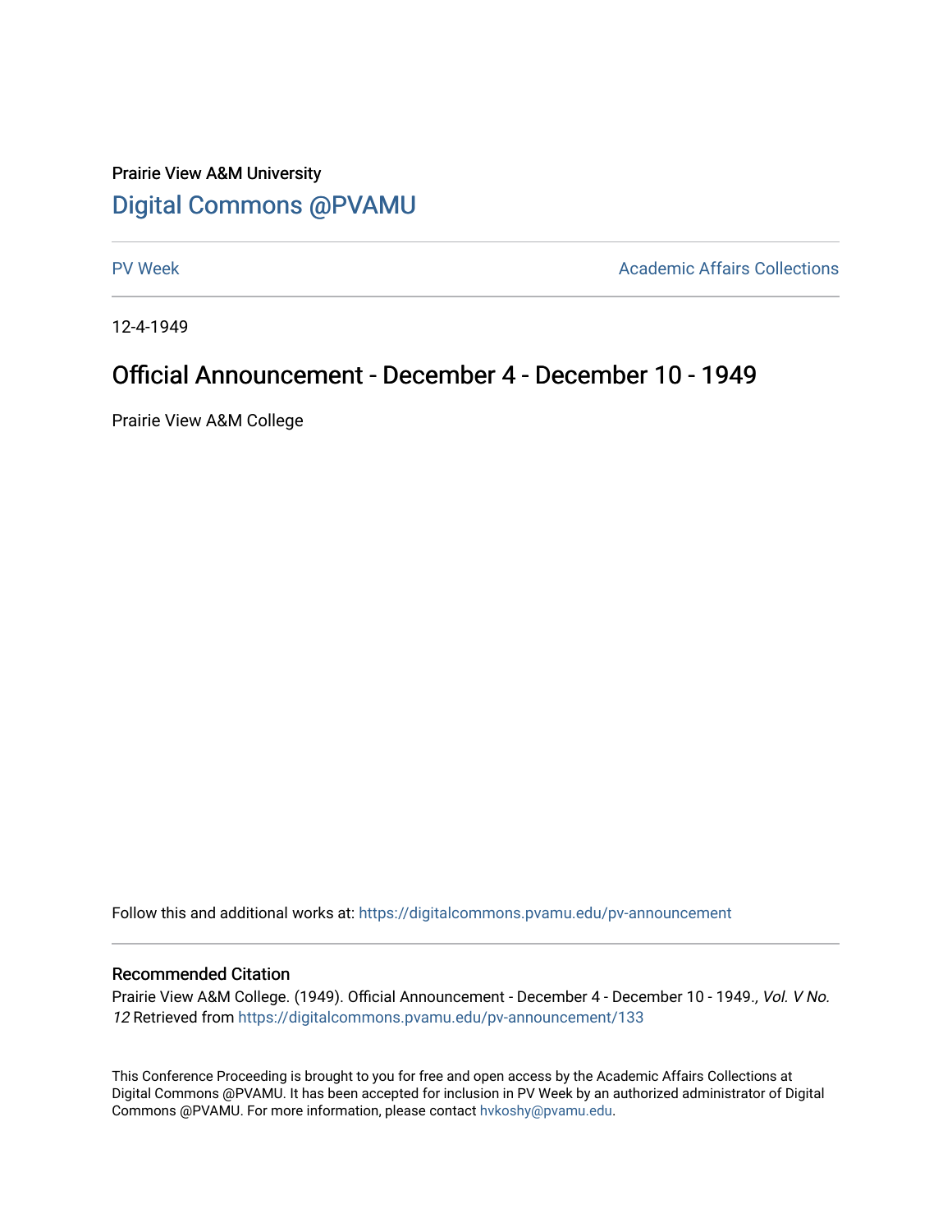Prairie View A&M University

# Digital Commons @PVAMU

PV Week | Academic Affairs Collections

12-4-1949

## Official Announcement - December 4 - December 10 - 1949

Prairie View A&M College

Follow this and additional works at: https://digitalcommons.pvamu.edu/pv-announcement

### Recommended Citation

Prairie View A&M College. (1949). Official Announcement - December 4 - December 10 - 1949., *Vol. V No. 12* Retrieved from https://digitalcommons.pvamu.edu/pv-announcement/133

This Conference Proceeding is brought to you for free and open access by the Academic Affairs Collections at Digital Commons @PVAMU. It has been accepted for inclusion in PV Week by an authorized administrator of Digital Commons @PVAMU. For more information, please contact hvkoshy@pvamu.edu.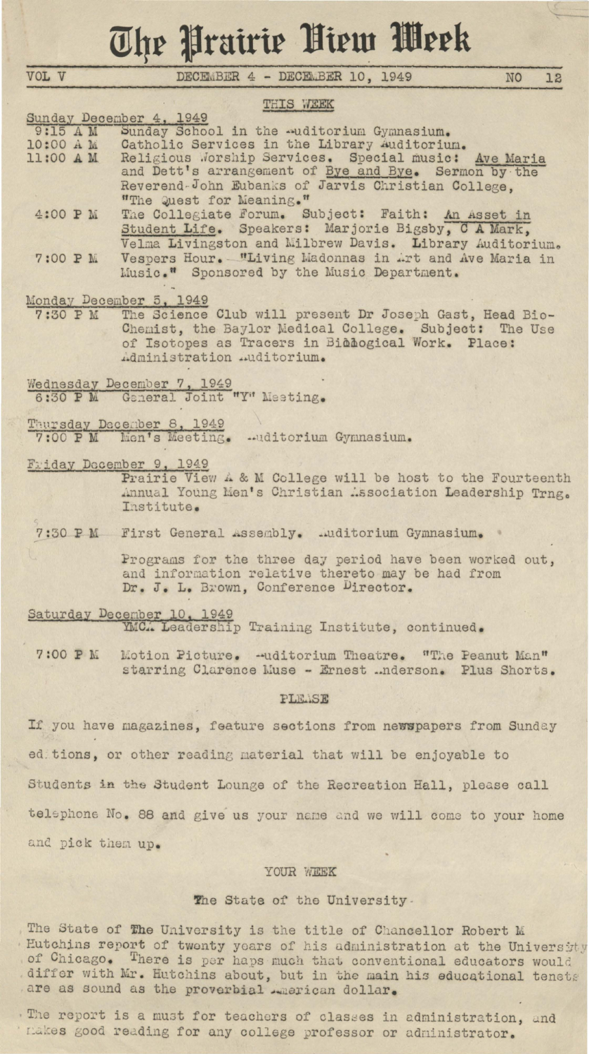# The Prairie View Week

VOL V — DECEMBER 4 - DECEMBER 10, 1949 — NO 12

## THIS WEEK

**Sunday December 4, 1949**

- 9:15 A M — Sunday School in the Auditorium Gymnasium.
- 10:00 A M — Catholic Services in the Library Auditorium.
- 11:00 A M — Religious Worship Services. Special music: Ave Maria and Dett's arrangement of Bye and Bye. Sermon by the Reverend John Eubanks of Jarvis Christian College, "The Quest for Meaning."
- 4:00 P M — The Collegiate Forum. Subject: Faith: An Asset in Student Life. Speakers: Marjorie Bigsby, C A Mark, Velma Livingston and Milbrew Davis. Library Auditorium.
- 7:00 P M — Vespers Hour. "Living Madonnas in Art and Ave Maria in Music." Sponsored by the Music Department.

**Monday December 5, 1949**

- 7:30 P M — The Science Club will present Dr Joseph Gast, Head Bio-Chemist, the Baylor Medical College. Subject: The Use of Isotopes as Tracers in Biological Work. Place: Administration Auditorium.

**Wednesday December 7, 1949**

- 6:30 P M — General Joint "Y" Meeting.

**Thursday December 8, 1949**

- 7:00 P M — Men's Meeting. Auditorium Gymnasium.

**Friday December 9, 1949**

Prairie View A & M College will be host to the Fourteenth Annual Young Men's Christian Association Leadership Trng. Institute.

- 7:30 P M — First General Assembly. Auditorium Gymnasium.

Programs for the three day period have been worked out, and information relative thereto may be had from Dr. J. L. Brown, Conference Director.

**Saturday December 10, 1949**

YMCA Leadership Training Institute, continued.

- 7:00 P M — Motion Picture. Auditorium Theatre. "The Peanut Man" starring Clarence Muse - Ernest Anderson. Plus Shorts.

## PLEASE

If you have magazines, feature sections from newspapers from Sunday editions, or other reading material that will be enjoyable to Students in the Student Lounge of the Recreation Hall, please call telephone No. 88 and give us your name and we will come to your home and pick them up.

## YOUR WEEK

### The State of the University

The State of The University is the title of Chancellor Robert M Hutchins report of twenty years of his administration at the University of Chicago. There is per haps much that conventional educators would differ with Mr. Hutchins about, but in the main his educational tenets are as sound as the proverbial American dollar.

The report is a must for teachers of classes in administration, and makes good reading for any college professor or administrator.